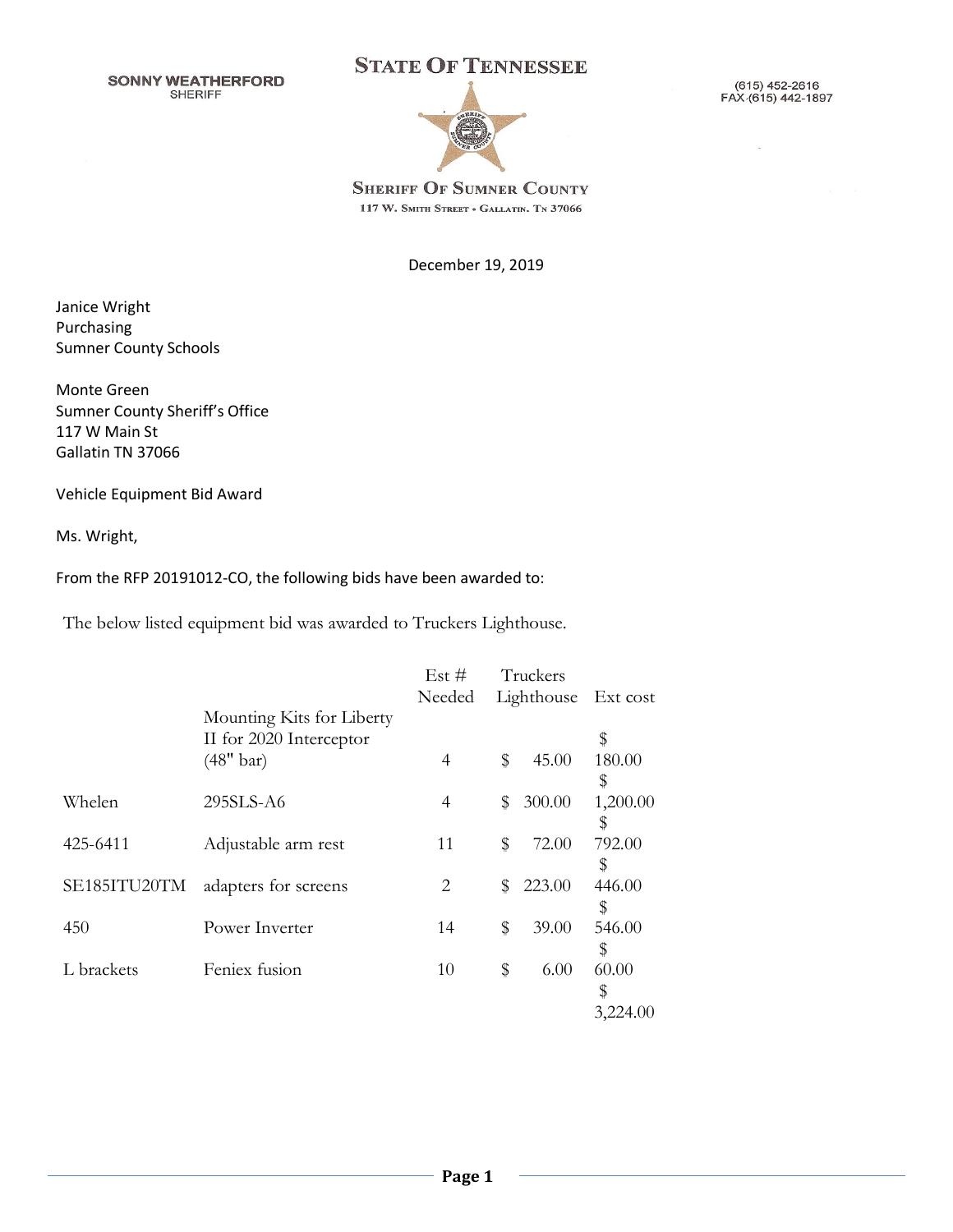**SONNY WEATHERFORD**
SHERIFF

**STATE OF TENNESSEE**

(615) 452-2616
FAX (615) 442-1897

**SHERIFF OF SUMNER COUNTY**
117 W. SMITH STREET • GALLATIN. TN 37066

December 19, 2019

Janice Wright
Purchasing
Sumner County Schools

Monte Green
Sumner County Sheriff's Office
117 W Main St
Gallatin TN 37066

Vehicle Equipment Bid Award

Ms. Wright,

From the RFP 20191012-CO, the following bids have been awarded to:

The below listed equipment bid was awarded to Truckers Lighthouse.

| | | Est # Needed | Truckers Lighthouse | Ext cost |
|---|---|---|---|---|
| | Mounting Kits for Liberty II for 2020 Interceptor (48" bar) | 4 | $ 45.00 | $ 180.00 |
| Whelen | 295SLS-A6 | 4 | $ 300.00 | $ 1,200.00 |
| 425-6411 | Adjustable arm rest | 11 | $ 72.00 | $ 792.00 |
| SE185ITU20TM | adapters for screens | 2 | $ 223.00 | $ 446.00 |
| 450 | Power Inverter | 14 | $ 39.00 | $ 546.00 |
| L brackets | Feniex fusion | 10 | $ 6.00 | $ 60.00 |
| | | | | $ 3,224.00 |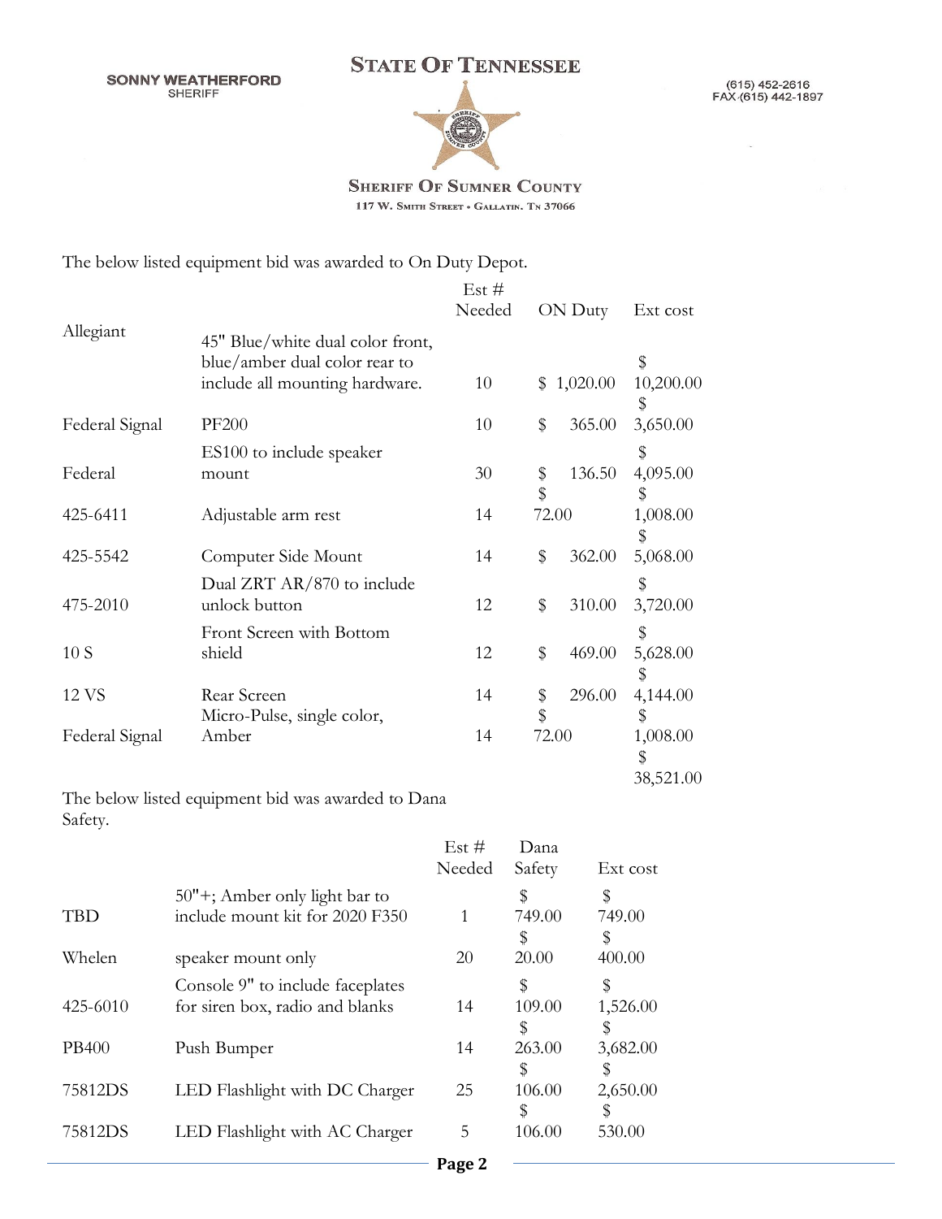**SONNY WEATHERFORD**
SHERIFF

# STATE OF TENNESSEE

(615) 452-2616
FAX (615) 442-1897

## SHERIFF OF SUMNER COUNTY

117 W. SMITH STREET • GALLATIN, TN 37066

The below listed equipment bid was awarded to On Duty Depot.

| | | Est # Needed | ON Duty | Ext cost |
|---|---|---|---|---|
| Allegiant | 45" Blue/white dual color front, blue/amber dual color rear to include all mounting hardware. | 10 | $ 1,020.00 | $ 10,200.00 |
| Federal Signal | PF200 | 10 | $ 365.00 | $ 3,650.00 |
| Federal | ES100 to include speaker mount | 30 | $ 136.50 | $ 4,095.00 |
| 425-6411 | Adjustable arm rest | 14 | $ 72.00 | $ 1,008.00 |
| 425-5542 | Computer Side Mount | 14 | $ 362.00 | $ 5,068.00 |
| 475-2010 | Dual ZRT AR/870 to include unlock button | 12 | $ 310.00 | $ 3,720.00 |
| 10 S | Front Screen with Bottom shield | 12 | $ 469.00 | $ 5,628.00 |
| 12 VS | Rear Screen | 14 | $ 296.00 | $ 4,144.00 |
| Federal Signal | Micro-Pulse, single color, Amber | 14 | $ 72.00 | $ 1,008.00 |
| | | | | $ 38,521.00 |

The below listed equipment bid was awarded to Dana Safety.

| | | Est # Needed | Dana Safety | Ext cost |
|---|---|---|---|---|
| TBD | 50"+; Amber only light bar to include mount kit for 2020 F350 | 1 | $ 749.00 | $ 749.00 |
| Whelen | speaker mount only | 20 | $ 20.00 | $ 400.00 |
| 425-6010 | Console 9" to include faceplates for siren box, radio and blanks | 14 | $ 109.00 | $ 1,526.00 |
| PB400 | Push Bumper | 14 | $ 263.00 | $ 3,682.00 |
| 75812DS | LED Flashlight with DC Charger | 25 | $ 106.00 | $ 2,650.00 |
| 75812DS | LED Flashlight with AC Charger | 5 | $ 106.00 | $ 530.00 |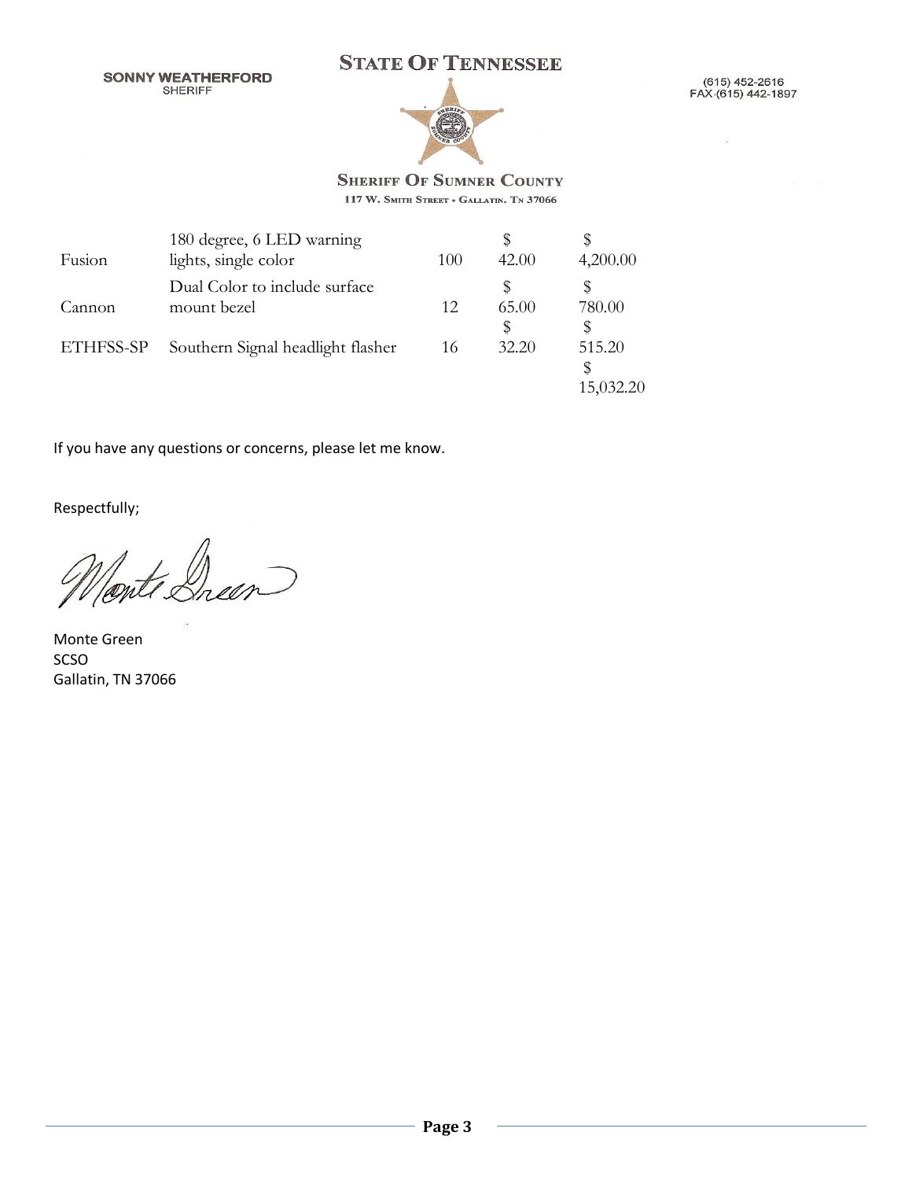SONNY WEATHERFORD
SHERIFF

**STATE OF TENNESSEE**

(615) 452-2616
FAX:(615) 442-1897

**SHERIFF OF SUMNER COUNTY**

117 W. SMITH STREET • GALLATIN, TN 37066

| | | | | |
|---|---|---|---|---|
| Fusion | 180 degree, 6 LED warning lights, single color | 100 | $ 42.00 | $ 4,200.00 |
| Cannon | Dual Color to include surface mount bezel | 12 | $ 65.00 | $ 780.00 |
| ETHFSS-SP | Southern Signal headlight flasher | 16 | $ 32.20 | $ 515.20 |
| | | | | $ 15,032.20 |

If you have any questions or concerns, please let me know.

Respectfully;

Monte Green
SCSO
Gallatin, TN 37066